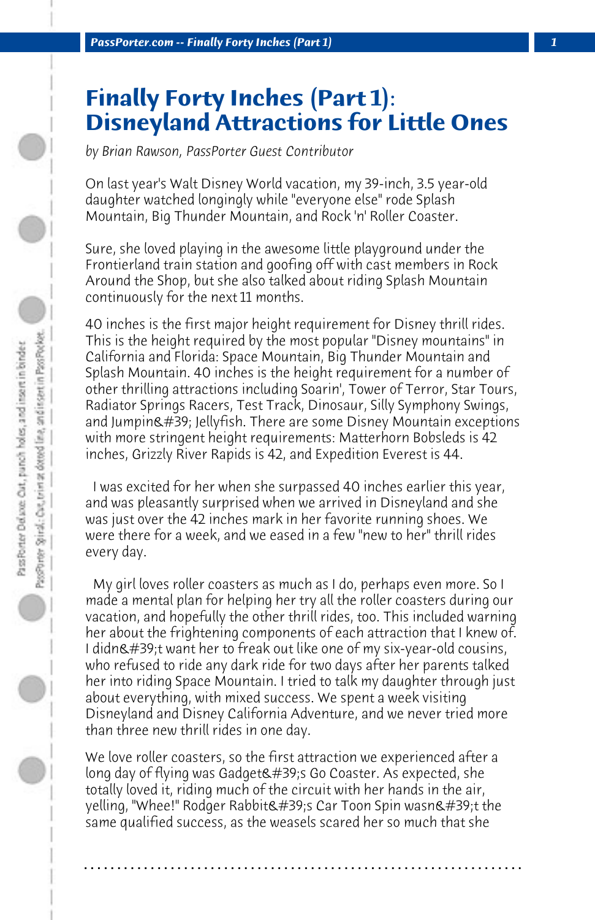# Finally Forty Inches (Part 1): Disneyland Attractions for Little Ones

*by Brian Rawson, PassPorter Guest Contributor*

On last year's Walt Disney World vacation, my 39-inch, 3.5 year-old daughter watched longingly while "everyone else" rode Splash Mountain, Big Thunder Mountain, and Rock 'n' Roller Coaster.

Sure, she loved playing in the awesome little playground under the Frontierland train station and goofing off with cast members in Rock Around the Shop, but she also talked about riding Splash Mountain continuously for the next 11 months.

40 inches is the first major height requirement for Disney thrill rides. This is the height required by the most popular "Disney mountains" in California and Florida: Space Mountain, Big Thunder Mountain and Splash Mountain. 40 inches is the height requirement for a number of other thrilling attractions including Soarin', Tower of Terror, Star Tours, Radiator Springs Racers, Test Track, Dinosaur, Silly Symphony Swings, and Jumpin&#39; Jellyfish. There are some Disney Mountain exceptions with more stringent height requirements: Matterhorn Bobsleds is 42 inches, Grizzly River Rapids is 42, and Expedition Everest is 44.

I was excited for her when she surpassed 40 inches earlier this year, and was pleasantly surprised when we arrived in Disneyland and she was just over the 42 inches mark in her favorite running shoes. We were there for a week, and we eased in a few "new to her" thrill rides every day.

My girl loves roller coasters as much as I do, perhaps even more. So I made a mental plan for helping her try all the roller coasters during our vacation, and hopefully the other thrill rides, too. This included warning her about the frightening components of each attraction that I knew of. I didn&#39;t want her to freak out like one of my six-year-old cousins, who refused to ride any dark ride for two days after her parents talked her into riding Space Mountain. I tried to talk my daughter through just about everything, with mixed success. We spent a week visiting Disneyland and Disney California Adventure, and we never tried more than three new thrill rides in one day.

We love roller coasters, so the first attraction we experienced after a long day of flying was Gadget&#39;s Go Coaster. As expected, she totally loved it, riding much of the circuit with her hands in the air, yelling, "Whee!" Rodger Rabbit&#39;s Car Toon Spin wasn&#39;t the same qualified success, as the weasels scared her so much that she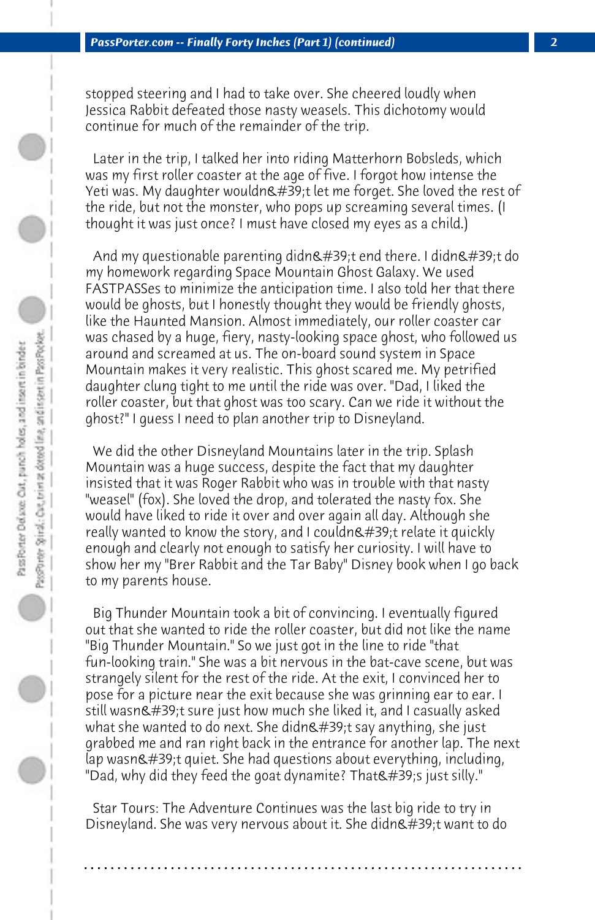stopped steering and I had to take over. She cheered loudly when Jessica Rabbit defeated those nasty weasels. This dichotomy would continue for much of the remainder of the trip.

Later in the trip, I talked her into riding Matterhorn Bobsleds, which was my first roller coaster at the age of five. I forgot how intense the Yeti was. My daughter wouldn&#39;t let me forget. She loved the rest of the ride, but not the monster, who pops up screaming several times. (I thought it was just once? I must have closed my eyes as a child.)

And my questionable parenting didn&#39;t end there. I didn&#39;t do my homework regarding Space Mountain Ghost Galaxy. We used FASTPASSes to minimize the anticipation time. I also told her that there would be ghosts, but I honestly thought they would be friendly ghosts, like the Haunted Mansion. Almost immediately, our roller coaster car was chased by a huge, fiery, nasty-looking space ghost, who followed us around and screamed at us. The on-board sound system in Space Mountain makes it very realistic. This ghost scared me. My petrified daughter clung tight to me until the ride was over. "Dad, I liked the roller coaster, but that ghost was too scary. Can we ride it without the ghost?" I guess I need to plan another trip to Disneyland.

We did the other Disneyland Mountains later in the trip. Splash Mountain was a huge success, despite the fact that my daughter insisted that it was Roger Rabbit who was in trouble with that nasty "weasel" (fox). She loved the drop, and tolerated the nasty fox. She would have liked to ride it over and over again all day. Although she really wanted to know the story, and I couldn&#39;t relate it quickly enough and clearly not enough to satisfy her curiosity. I will have to show her my "Brer Rabbit and the Tar Baby" Disney book when I go back to my parents house.

Big Thunder Mountain took a bit of convincing. I eventually figured out that she wanted to ride the roller coaster, but did not like the name "Big Thunder Mountain." So we just got in the line to ride "that fun-looking train." She was a bit nervous in the bat-cave scene, but was strangely silent for the rest of the ride. At the exit, I convinced her to pose for a picture near the exit because she was grinning ear to ear. I still wasn&#39;t sure just how much she liked it, and I casually asked what she wanted to do next. She didn&#39;t say anything, she just grabbed me and ran right back in the entrance for another lap. The next lap wasn&#39;t quiet. She had questions about everything, including, "Dad, why did they feed the goat dynamite? That&#39;s just silly."

Star Tours: The Adventure Continues was the last big ride to try in Disneyland. She was very nervous about it. She didn&#39;t want to do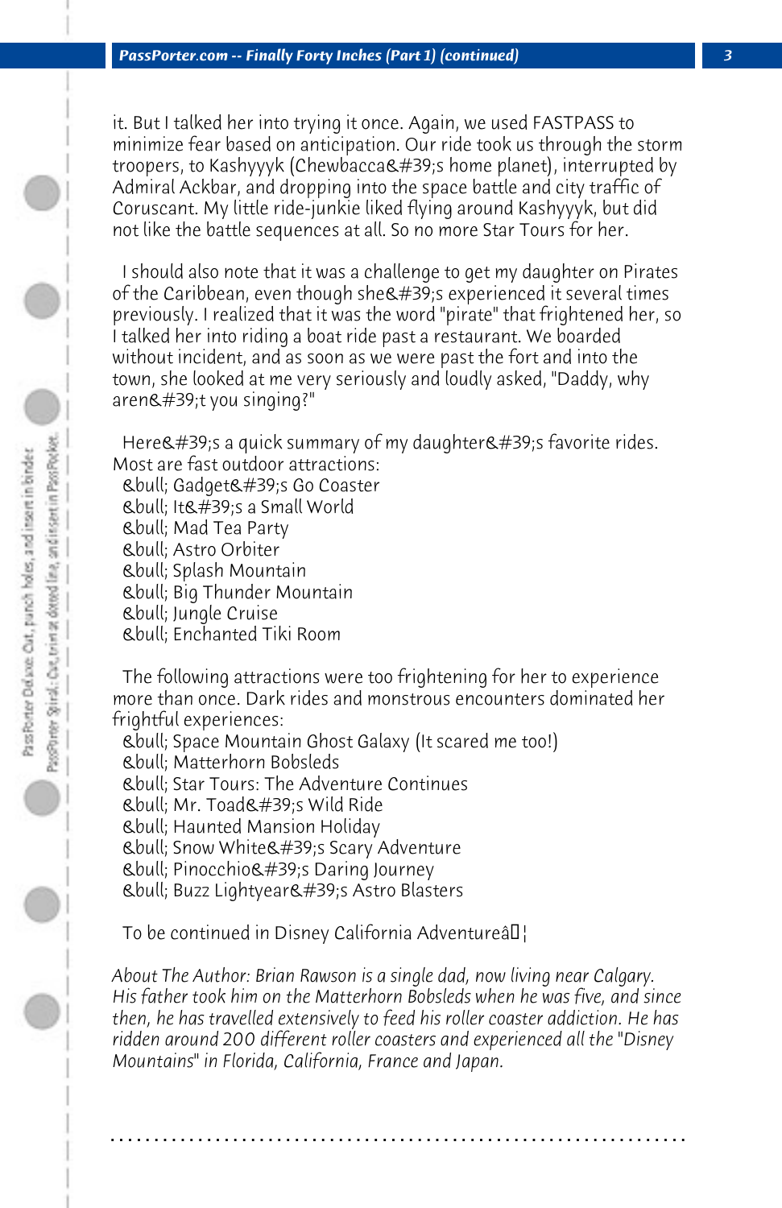it. But I talked her into trying it once. Again, we used FASTPASS to minimize fear based on anticipation. Our ride took us through the storm troopers, to Kashyyyk (Chewbacca&#39;s home planet), interrupted by Admiral Ackbar, and dropping into the space battle and city traffic of Coruscant. My little ride-junkie liked flying around Kashyyyk, but did not like the battle sequences at all. So no more Star Tours for her.

I should also note that it was a challenge to get my daughter on Pirates of the Caribbean, even though she&#39;s experienced it several times previously. I realized that it was the word "pirate" that frightened her, so I talked her into riding a boat ride past a restaurant. We boarded without incident, and as soon as we were past the fort and into the town, she looked at me very seriously and loudly asked, "Daddy, why aren&#39;t you singing?"

Here&#39;s a quick summary of my daughter&#39;s favorite rides. Most are fast outdoor attractions:
&bull; Gadget&#39;s Go Coaster
&bull; It&#39;s a Small World
&bull; Mad Tea Party
&bull; Astro Orbiter
&bull; Splash Mountain
&bull; Big Thunder Mountain
&bull; Jungle Cruise
&bull; Enchanted Tiki Room

The following attractions were too frightening for her to experience more than once. Dark rides and monstrous encounters dominated her frightful experiences:
&bull; Space Mountain Ghost Galaxy (It scared me too!)
&bull; Matterhorn Bobsleds
&bull; Star Tours: The Adventure Continues
&bull; Mr. Toad&#39;s Wild Ride
&bull; Haunted Mansion Holiday
&bull; Snow White&#39;s Scary Adventure
&bull; Pinocchio&#39;s Daring Journey
&bull; Buzz Lightyear&#39;s Astro Blasters

To be continued in Disney California Adventureâ¦

*About The Author: Brian Rawson is a single dad, now living near Calgary. His father took him on the Matterhorn Bobsleds when he was five, and since then, he has travelled extensively to feed his roller coaster addiction. He has ridden around 200 different roller coasters and experienced all the "Disney Mountains" in Florida, California, France and Japan.*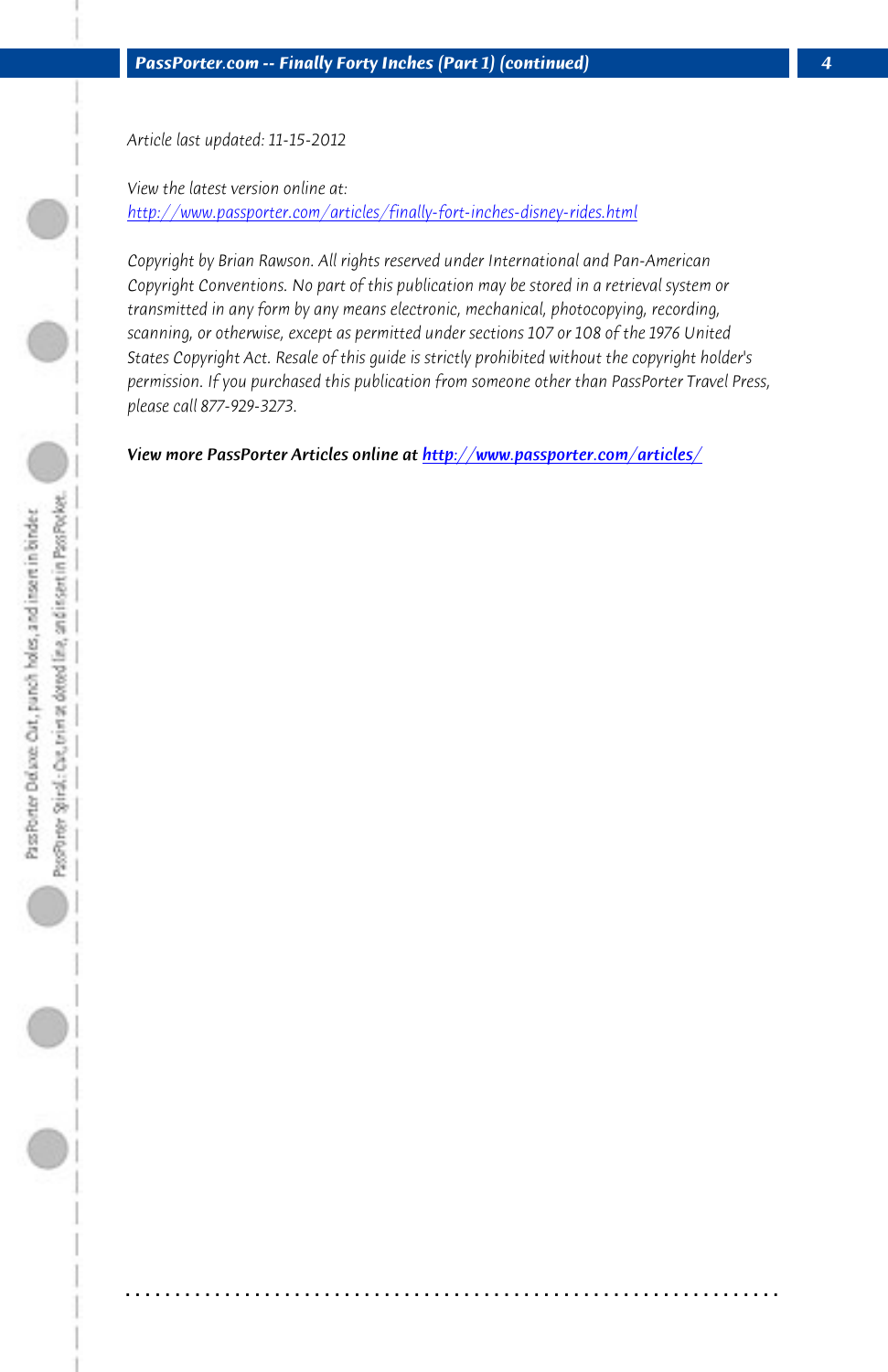*Article last updated: 11-15-2012*

*View the latest version online at:*
*http://www.passporter.com/articles/finally-fort-inches-disney-rides.html*

*Copyright by Brian Rawson. All rights reserved under International and Pan-American Copyright Conventions. No part of this publication may be stored in a retrieval system or transmitted in any form by any means electronic, mechanical, photocopying, recording, scanning, or otherwise, except as permitted under sections 107 or 108 of the 1976 United States Copyright Act. Resale of this guide is strictly prohibited without the copyright holder's permission. If you purchased this publication from someone other than PassPorter Travel Press, please call 877-929-3273.*

***View more PassPorter Articles online at http://www.passporter.com/articles/***